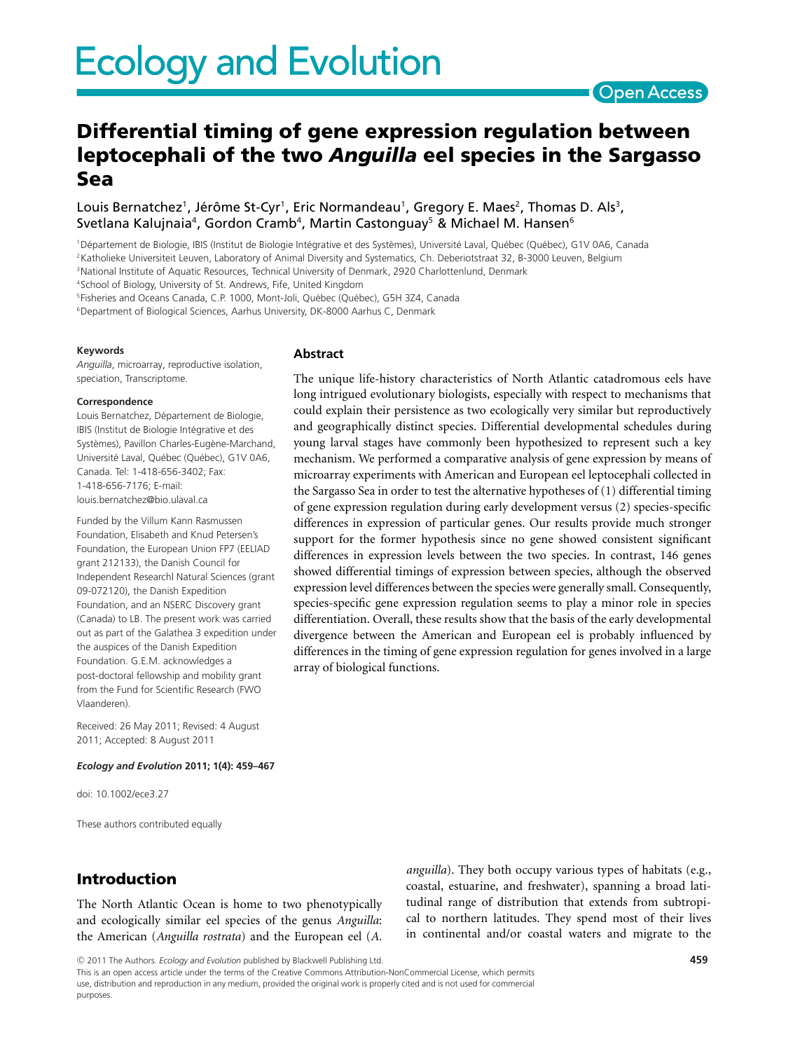# Differential timing of gene expression regulation between leptocephali of the two *Anguilla* eel species in the Sargasso Sea

Louis Bernatchez[1], Jérôme St-Cyr[1], Eric Normandeau[1], Gregory E. Maes[2], Thomas D. Als[3], Svetlana Kalujnaia[4], Gordon Cramb[4], Martin Castonguay[5] & Michael M. Hansen[6]

[1]Département de Biologie, IBIS (Institut de Biologie Intégrative et des Systèmes), Université Laval, Québec (Québec), G1V 0A6, Canada
[2]Katholieke Universiteit Leuven, Laboratory of Animal Diversity and Systematics, Ch. Deberiotstraat 32, B-3000 Leuven, Belgium
[3]National Institute of Aquatic Resources, Technical University of Denmark, 2920 Charlottenlund, Denmark
[4]School of Biology, University of St. Andrews, Fife, United Kingdom
[5]Fisheries and Oceans Canada, C.P. 1000, Mont-Joli, Québec (Québec), G5H 3Z4, Canada
[6]Department of Biological Sciences, Aarhus University, DK-8000 Aarhus C, Denmark

#### Keywords

*Anguilla*, microarray, reproductive isolation, speciation, Transcriptome.

#### Correspondence

Louis Bernatchez, Département de Biologie, IBIS (Institut de Biologie Intégrative et des Systèmes), Pavillon Charles-Eugène-Marchand, Université Laval, Québec (Québec), G1V 0A6, Canada. Tel: 1-418-656-3402; Fax: 1-418-656-7176; E-mail: louis.bernatchez@bio.ulaval.ca

Funded by the Villum Kann Rasmussen Foundation, Elisabeth and Knud Petersen's Foundation, the European Union FP7 (EELIAD grant 212133), the Danish Council for Independent Researchl Natural Sciences (grant 09-072120), the Danish Expedition Foundation, and an NSERC Discovery grant (Canada) to LB. The present work was carried out as part of the Galathea 3 expedition under the auspices of the Danish Expedition Foundation. G.E.M. acknowledges a post-doctoral fellowship and mobility grant from the Fund for Scientific Research (FWO Vlaanderen).

Received: 26 May 2011; Revised: 4 August 2011; Accepted: 8 August 2011

***Ecology and Evolution* 2011; 1(4): 459–467**

doi: 10.1002/ece3.27

These authors contributed equally

## Abstract

The unique life-history characteristics of North Atlantic catadromous eels have long intrigued evolutionary biologists, especially with respect to mechanisms that could explain their persistence as two ecologically very similar but reproductively and geographically distinct species. Differential developmental schedules during young larval stages have commonly been hypothesized to represent such a key mechanism. We performed a comparative analysis of gene expression by means of microarray experiments with American and European eel leptocephali collected in the Sargasso Sea in order to test the alternative hypotheses of (1) differential timing of gene expression regulation during early development versus (2) species-specific differences in expression of particular genes. Our results provide much stronger support for the former hypothesis since no gene showed consistent significant differences in expression levels between the two species. In contrast, 146 genes showed differential timings of expression between species, although the observed expression level differences between the species were generally small. Consequently, species-specific gene expression regulation seems to play a minor role in species differentiation. Overall, these results show that the basis of the early developmental divergence between the American and European eel is probably influenced by differences in the timing of gene expression regulation for genes involved in a large array of biological functions.

## Introduction

The North Atlantic Ocean is home to two phenotypically and ecologically similar eel species of the genus *Anguilla*: the American (*Anguilla rostrata*) and the European eel (*A. anguilla*). They both occupy various types of habitats (e.g., coastal, estuarine, and freshwater), spanning a broad latitudinal range of distribution that extends from subtropical to northern latitudes. They spend most of their lives in continental and/or coastal waters and migrate to the

© 2011 The Authors. *Ecology and Evolution* published by Blackwell Publishing Ltd.
This is an open access article under the terms of the Creative Commons Attribution-NonCommercial License, which permits use, distribution and reproduction in any medium, provided the original work is properly cited and is not used for commercial purposes.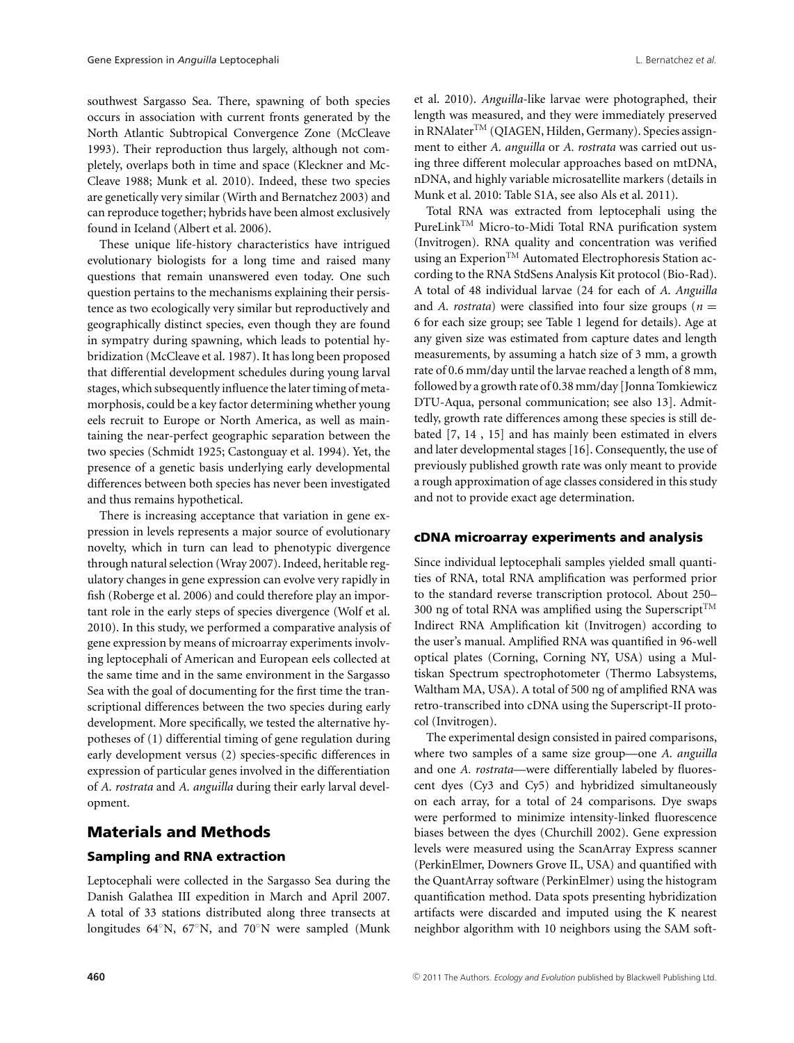southwest Sargasso Sea. There, spawning of both species occurs in association with current fronts generated by the North Atlantic Subtropical Convergence Zone (McCleave 1993). Their reproduction thus largely, although not completely, overlaps both in time and space (Kleckner and McCleave 1988; Munk et al. 2010). Indeed, these two species are genetically very similar (Wirth and Bernatchez 2003) and can reproduce together; hybrids have been almost exclusively found in Iceland (Albert et al. 2006).

These unique life-history characteristics have intrigued evolutionary biologists for a long time and raised many questions that remain unanswered even today. One such question pertains to the mechanisms explaining their persistence as two ecologically very similar but reproductively and geographically distinct species, even though they are found in sympatry during spawning, which leads to potential hybridization (McCleave et al. 1987). It has long been proposed that differential development schedules during young larval stages, which subsequently influence the later timing of metamorphosis, could be a key factor determining whether young eels recruit to Europe or North America, as well as maintaining the near-perfect geographic separation between the two species (Schmidt 1925; Castonguay et al. 1994). Yet, the presence of a genetic basis underlying early developmental differences between both species has never been investigated and thus remains hypothetical.

There is increasing acceptance that variation in gene expression in levels represents a major source of evolutionary novelty, which in turn can lead to phenotypic divergence through natural selection (Wray 2007). Indeed, heritable regulatory changes in gene expression can evolve very rapidly in fish (Roberge et al. 2006) and could therefore play an important role in the early steps of species divergence (Wolf et al. 2010). In this study, we performed a comparative analysis of gene expression by means of microarray experiments involving leptocephali of American and European eels collected at the same time and in the same environment in the Sargasso Sea with the goal of documenting for the first time the transcriptional differences between the two species during early development. More specifically, we tested the alternative hypotheses of (1) differential timing of gene regulation during early development versus (2) species-specific differences in expression of particular genes involved in the differentiation of *A. rostrata* and *A. anguilla* during their early larval development.

## Materials and Methods

### Sampling and RNA extraction

Leptocephali were collected in the Sargasso Sea during the Danish Galathea III expedition in March and April 2007. A total of 33 stations distributed along three transects at longitudes 64°N, 67°N, and 70°N were sampled (Munk et al. 2010). *Anguilla*-like larvae were photographed, their length was measured, and they were immediately preserved in RNAlater™ (QIAGEN, Hilden, Germany). Species assignment to either *A. anguilla* or *A. rostrata* was carried out using three different molecular approaches based on mtDNA, nDNA, and highly variable microsatellite markers (details in Munk et al. 2010: Table S1A, see also Als et al. 2011).

Total RNA was extracted from leptocephali using the PureLink™ Micro-to-Midi Total RNA purification system (Invitrogen). RNA quality and concentration was verified using an Experion™ Automated Electrophoresis Station according to the RNA StdSens Analysis Kit protocol (Bio-Rad). A total of 48 individual larvae (24 for each of *A. Anguilla* and *A. rostrata*) were classified into four size groups ($n$ = 6 for each size group; see Table 1 legend for details). Age at any given size was estimated from capture dates and length measurements, by assuming a hatch size of 3 mm, a growth rate of 0.6 mm/day until the larvae reached a length of 8 mm, followed by a growth rate of 0.38 mm/day [Jonna Tomkiewicz DTU-Aqua, personal communication; see also 13]. Admittedly, growth rate differences among these species is still debated [7, 14 , 15] and has mainly been estimated in elvers and later developmental stages [16]. Consequently, the use of previously published growth rate was only meant to provide a rough approximation of age classes considered in this study and not to provide exact age determination.

### cDNA microarray experiments and analysis

Since individual leptocephali samples yielded small quantities of RNA, total RNA amplification was performed prior to the standard reverse transcription protocol. About 250–300 ng of total RNA was amplified using the Superscript™ Indirect RNA Amplification kit (Invitrogen) according to the user's manual. Amplified RNA was quantified in 96-well optical plates (Corning, Corning NY, USA) using a Multiskan Spectrum spectrophotometer (Thermo Labsystems, Waltham MA, USA). A total of 500 ng of amplified RNA was retro-transcribed into cDNA using the Superscript-II protocol (Invitrogen).

The experimental design consisted in paired comparisons, where two samples of a same size group—one *A. anguilla* and one *A. rostrata*—were differentially labeled by fluorescent dyes (Cy3 and Cy5) and hybridized simultaneously on each array, for a total of 24 comparisons. Dye swaps were performed to minimize intensity-linked fluorescence biases between the dyes (Churchill 2002). Gene expression levels were measured using the ScanArray Express scanner (PerkinElmer, Downers Grove IL, USA) and quantified with the QuantArray software (PerkinElmer) using the histogram quantification method. Data spots presenting hybridization artifacts were discarded and imputed using the K nearest neighbor algorithm with 10 neighbors using the SAM soft-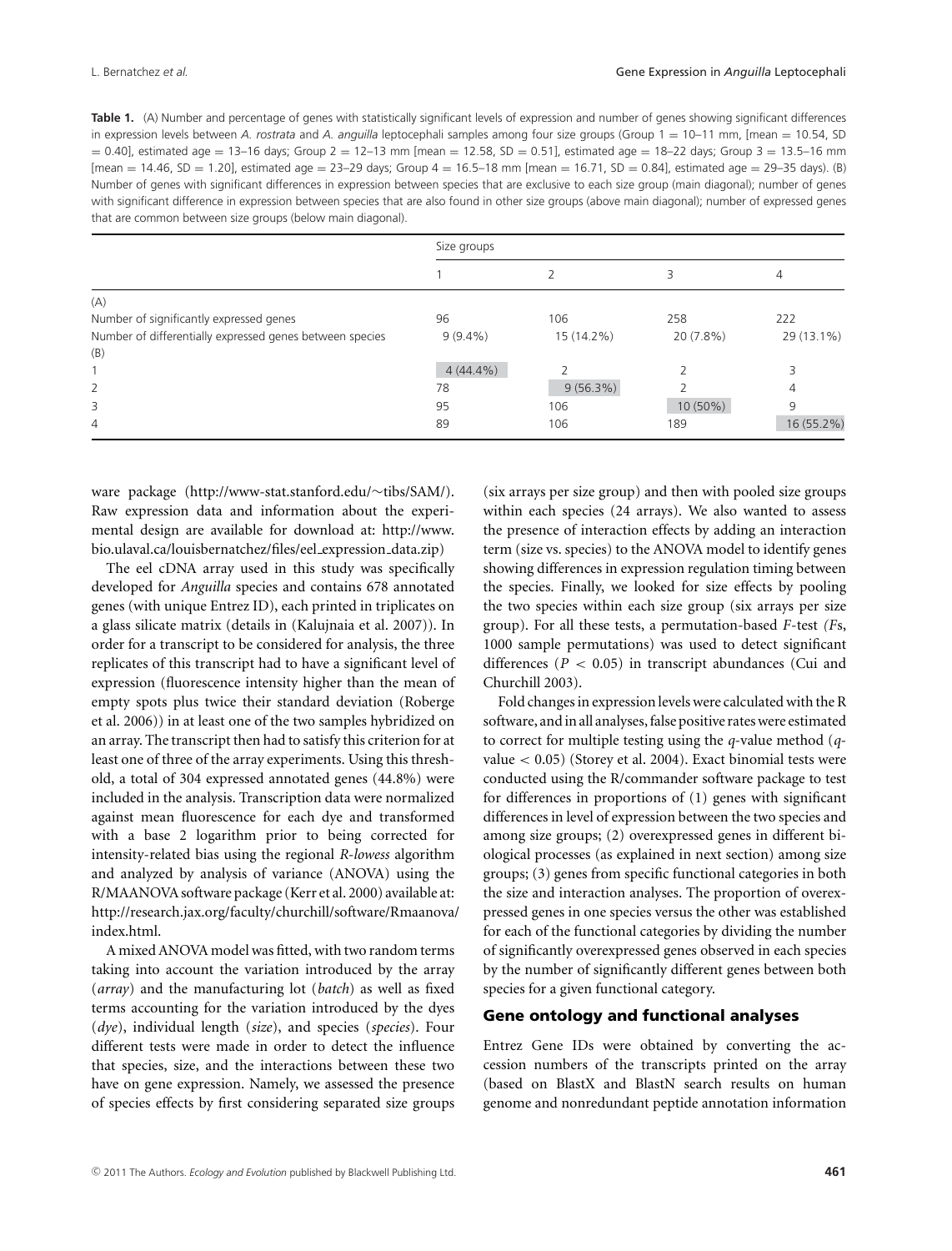**Table 1.** (A) Number and percentage of genes with statistically significant levels of expression and number of genes showing significant differences in expression levels between *A. rostrata* and *A. anguilla* leptocephali samples among four size groups (Group 1 = 10–11 mm, [mean = 10.54, SD = 0.40], estimated age = 13–16 days; Group 2 = 12–13 mm [mean = 12.58, SD = 0.51], estimated age = 18–22 days; Group 3 = 13.5–16 mm [mean = 14.46, SD = 1.20], estimated age = 23–29 days; Group 4 = 16.5–18 mm [mean = 16.71, SD = 0.84], estimated age = 29–35 days). (B) Number of genes with significant differences in expression between species that are exclusive to each size group (main diagonal); number of genes with significant difference in expression between species that are also found in other size groups (above main diagonal); number of expressed genes that are common between size groups (below main diagonal).

| | Size groups | | | |
|---|---|---|---|---|
| | 1 | 2 | 3 | 4 |
| (A) | | | | |
| Number of significantly expressed genes | 96 | 106 | 258 | 222 |
| Number of differentially expressed genes between species | 9 (9.4%) | 15 (14.2%) | 20 (7.8%) | 29 (13.1%) |
| (B) | | | | |
| 1 | 4 (44.4%) | 2 | 2 | 3 |
| 2 | 78 | 9 (56.3%) | 2 | 4 |
| 3 | 95 | 106 | 10 (50%) | 9 |
| 4 | 89 | 106 | 189 | 16 (55.2%) |

ware package (http://www-stat.stanford.edu/~tibs/SAM/). Raw expression data and information about the experimental design are available for download at: http://www.bio.ulaval.ca/louisbernatchez/files/eel_expression_data.zip)

The eel cDNA array used in this study was specifically developed for *Anguilla* species and contains 678 annotated genes (with unique Entrez ID), each printed in triplicates on a glass silicate matrix (details in (Kalujnaia et al. 2007)). In order for a transcript to be considered for analysis, the three replicates of this transcript had to have a significant level of expression (fluorescence intensity higher than the mean of empty spots plus twice their standard deviation (Roberge et al. 2006)) in at least one of the two samples hybridized on an array. The transcript then had to satisfy this criterion for at least one of three of the array experiments. Using this threshold, a total of 304 expressed annotated genes (44.8%) were included in the analysis. Transcription data were normalized against mean fluorescence for each dye and transformed with a base 2 logarithm prior to being corrected for intensity-related bias using the regional *R-lowess* algorithm and analyzed by analysis of variance (ANOVA) using the R/MAANOVA software package (Kerr et al. 2000) available at: http://research.jax.org/faculty/churchill/software/Rmaanova/index.html.

A mixed ANOVA model was fitted, with two random terms taking into account the variation introduced by the array (*array*) and the manufacturing lot (*batch*) as well as fixed terms accounting for the variation introduced by the dyes (*dye*), individual length (*size*), and species (*species*). Four different tests were made in order to detect the influence that species, size, and the interactions between these two have on gene expression. Namely, we assessed the presence of species effects by first considering separated size groups (six arrays per size group) and then with pooled size groups within each species (24 arrays). We also wanted to assess the presence of interaction effects by adding an interaction term (size vs. species) to the ANOVA model to identify genes showing differences in expression regulation timing between the species. Finally, we looked for size effects by pooling the two species within each size group (six arrays per size group). For all these tests, a permutation-based *F*-test *(F*s, 1000 sample permutations) was used to detect significant differences ($P < 0.05$) in transcript abundances (Cui and Churchill 2003).

Fold changes in expression levels were calculated with the R software, and in all analyses, false positive rates were estimated to correct for multiple testing using the *q*-value method (*q*-value $< 0.05$) (Storey et al. 2004). Exact binomial tests were conducted using the R/commander software package to test for differences in proportions of (1) genes with significant differences in level of expression between the two species and among size groups; (2) overexpressed genes in different biological processes (as explained in next section) among size groups; (3) genes from specific functional categories in both the size and interaction analyses. The proportion of overexpressed genes in one species versus the other was established for each of the functional categories by dividing the number of significantly overexpressed genes observed in each species by the number of significantly different genes between both species for a given functional category.

## Gene ontology and functional analyses

Entrez Gene IDs were obtained by converting the accession numbers of the transcripts printed on the array (based on BlastX and BlastN search results on human genome and nonredundant peptide annotation information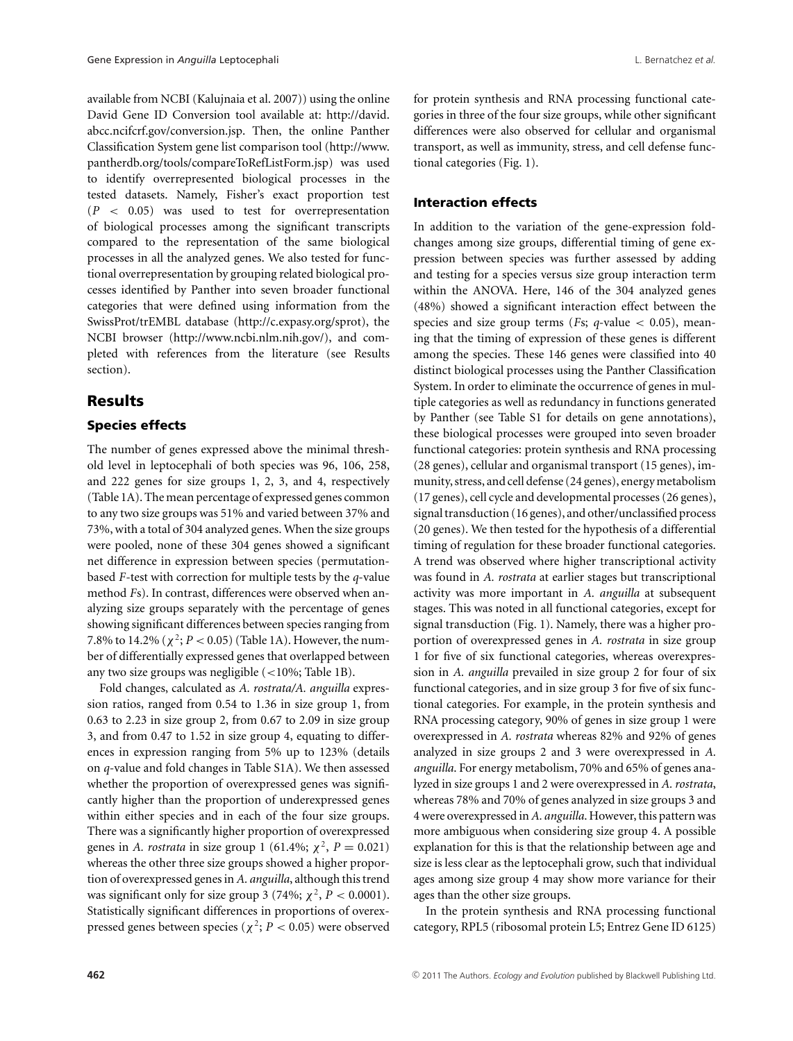available from NCBI (Kalujnaia et al. 2007)) using the online David Gene ID Conversion tool available at: http://david.abcc.ncifcrf.gov/conversion.jsp. Then, the online Panther Classification System gene list comparison tool (http://www.pantherdb.org/tools/compareToRefListForm.jsp) was used to identify overrepresented biological processes in the tested datasets. Namely, Fisher's exact proportion test ($P < 0.05$) was used to test for overrepresentation of biological processes among the significant transcripts compared to the representation of the same biological processes in all the analyzed genes. We also tested for functional overrepresentation by grouping related biological processes identified by Panther into seven broader functional categories that were defined using information from the SwissProt/trEMBL database (http://c.expasy.org/sprot), the NCBI browser (http://www.ncbi.nlm.nih.gov/), and completed with references from the literature (see Results section).

## Results

### Species effects

The number of genes expressed above the minimal threshold level in leptocephali of both species was 96, 106, 258, and 222 genes for size groups 1, 2, 3, and 4, respectively (Table 1A). The mean percentage of expressed genes common to any two size groups was 51% and varied between 37% and 73%, with a total of 304 analyzed genes. When the size groups were pooled, none of these 304 genes showed a significant net difference in expression between species (permutation-based *F*-test with correction for multiple tests by the *q*-value method *F*s). In contrast, differences were observed when analyzing size groups separately with the percentage of genes showing significant differences between species ranging from 7.8% to 14.2% ($\chi^2$; $P < 0.05$) (Table 1A). However, the number of differentially expressed genes that overlapped between any two size groups was negligible (<10%; Table 1B).

Fold changes, calculated as *A. rostrata/A. anguilla* expression ratios, ranged from 0.54 to 1.36 in size group 1, from 0.63 to 2.23 in size group 2, from 0.67 to 2.09 in size group 3, and from 0.47 to 1.52 in size group 4, equating to differences in expression ranging from 5% up to 123% (details on *q*-value and fold changes in Table S1A). We then assessed whether the proportion of overexpressed genes was significantly higher than the proportion of underexpressed genes within either species and in each of the four size groups. There was a significantly higher proportion of overexpressed genes in *A. rostrata* in size group 1 (61.4%; $\chi^2$, $P = 0.021$) whereas the other three size groups showed a higher proportion of overexpressed genes in *A. anguilla*, although this trend was significant only for size group 3 (74%; $\chi^2$, $P < 0.0001$). Statistically significant differences in proportions of overexpressed genes between species ($\chi^2$; $P < 0.05$) were observed for protein synthesis and RNA processing functional categories in three of the four size groups, while other significant differences were also observed for cellular and organismal transport, as well as immunity, stress, and cell defense functional categories (Fig. 1).

### Interaction effects

In addition to the variation of the gene-expression fold-changes among size groups, differential timing of gene expression between species was further assessed by adding and testing for a species versus size group interaction term within the ANOVA. Here, 146 of the 304 analyzed genes (48%) showed a significant interaction effect between the species and size group terms (*F*s; *q*-value < 0.05), meaning that the timing of expression of these genes is different among the species. These 146 genes were classified into 40 distinct biological processes using the Panther Classification System. In order to eliminate the occurrence of genes in multiple categories as well as redundancy in functions generated by Panther (see Table S1 for details on gene annotations), these biological processes were grouped into seven broader functional categories: protein synthesis and RNA processing (28 genes), cellular and organismal transport (15 genes), immunity, stress, and cell defense (24 genes), energy metabolism (17 genes), cell cycle and developmental processes (26 genes), signal transduction (16 genes), and other/unclassified process (20 genes). We then tested for the hypothesis of a differential timing of regulation for these broader functional categories. A trend was observed where higher transcriptional activity was found in *A. rostrata* at earlier stages but transcriptional activity was more important in *A. anguilla* at subsequent stages. This was noted in all functional categories, except for signal transduction (Fig. 1). Namely, there was a higher proportion of overexpressed genes in *A. rostrata* in size group 1 for five of six functional categories, whereas overexpression in *A. anguilla* prevailed in size group 2 for four of six functional categories, and in size group 3 for five of six functional categories. For example, in the protein synthesis and RNA processing category, 90% of genes in size group 1 were overexpressed in *A. rostrata* whereas 82% and 92% of genes analyzed in size groups 2 and 3 were overexpressed in *A. anguilla*. For energy metabolism, 70% and 65% of genes analyzed in size groups 1 and 2 were overexpressed in *A. rostrata*, whereas 78% and 70% of genes analyzed in size groups 3 and 4 were overexpressed in *A. anguilla*. However, this pattern was more ambiguous when considering size group 4. A possible explanation for this is that the relationship between age and size is less clear as the leptocephali grow, such that individual ages among size group 4 may show more variance for their ages than the other size groups.

In the protein synthesis and RNA processing functional category, RPL5 (ribosomal protein L5; Entrez Gene ID 6125)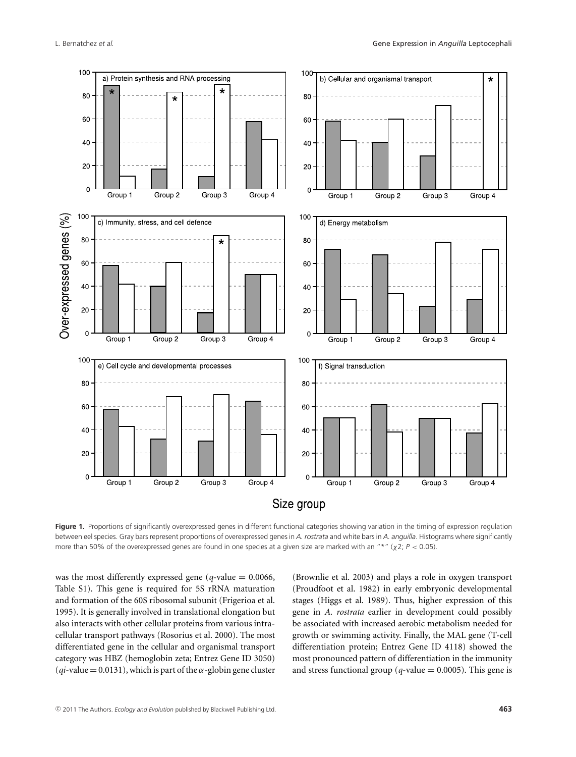**Figure 1.** Proportions of significantly overexpressed genes in different functional categories showing variation in the timing of expression regulation between eel species. Gray bars represent proportions of overexpressed genes in *A. rostrata* and white bars in *A. anguilla*. Histograms where significantly more than 50% of the overexpressed genes are found in one species at a given size are marked with an "*" ($\chi 2$; $P < 0.05$).

was the most differently expressed gene ($q$-value = 0.0066, Table S1). This gene is required for 5S rRNA maturation and formation of the 60S ribosomal subunit (Frigerioa et al. 1995). It is generally involved in translational elongation but also interacts with other cellular proteins from various intracellular transport pathways (Rosorius et al. 2000). The most differentiated gene in the cellular and organismal transport category was HBZ (hemoglobin zeta; Entrez Gene ID 3050) ($qi$-value = 0.0131), which is part of the $\alpha$-globin gene cluster (Brownlie et al. 2003) and plays a role in oxygen transport (Proudfoot et al. 1982) in early embryonic developmental stages (Higgs et al. 1989). Thus, higher expression of this gene in *A. rostrata* earlier in development could possibly be associated with increased aerobic metabolism needed for growth or swimming activity. Finally, the MAL gene (T-cell differentiation protein; Entrez Gene ID 4118) showed the most pronounced pattern of differentiation in the immunity and stress functional group ($q$-value = 0.0005). This gene is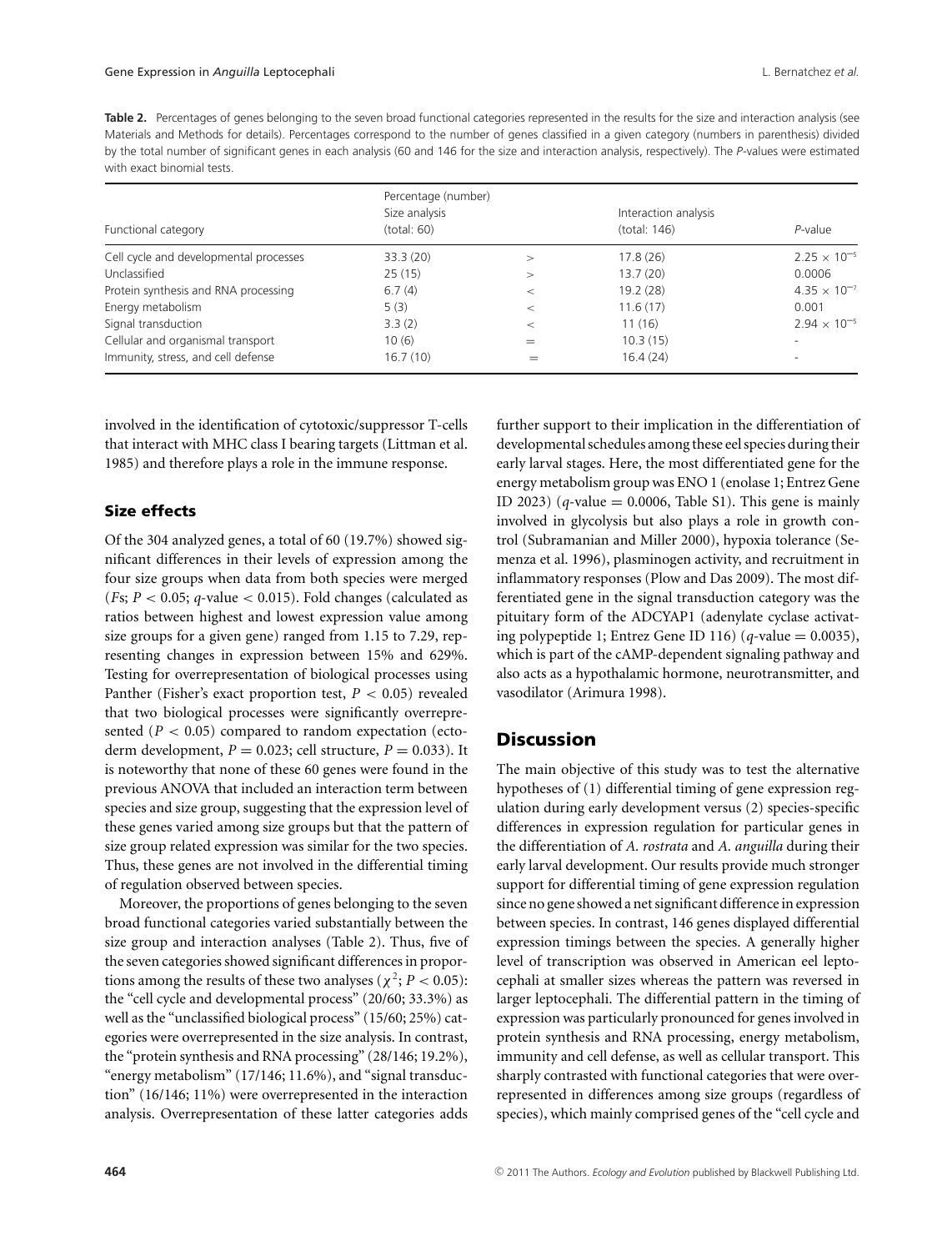**Table 2.** Percentages of genes belonging to the seven broad functional categories represented in the results for the size and interaction analysis (see Materials and Methods for details). Percentages correspond to the number of genes classified in a given category (numbers in parenthesis) divided by the total number of significant genes in each analysis (60 and 146 for the size and interaction analysis, respectively). The *P*-values were estimated with exact binomial tests.

| Functional category | Percentage (number) Size analysis (total: 60) | | Interaction analysis (total: 146) | *P*-value |
|---|---|---|---|---|
| Cell cycle and developmental processes | 33.3 (20) | > | 17.8 (26) | $2.25 \times 10^{-5}$ |
| Unclassified | 25 (15) | > | 13.7 (20) | 0.0006 |
| Protein synthesis and RNA processing | 6.7 (4) | < | 19.2 (28) | $4.35 \times 10^{-7}$ |
| Energy metabolism | 5 (3) | < | 11.6 (17) | 0.001 |
| Signal transduction | 3.3 (2) | < | 11 (16) | $2.94 \times 10^{-5}$ |
| Cellular and organismal transport | 10 (6) | = | 10.3 (15) | - |
| Immunity, stress, and cell defense | 16.7 (10) | = | 16.4 (24) | - |

involved in the identification of cytotoxic/suppressor T-cells that interact with MHC class I bearing targets (Littman et al. 1985) and therefore plays a role in the immune response.

### Size effects

Of the 304 analyzed genes, a total of 60 (19.7%) showed significant differences in their levels of expression among the four size groups when data from both species were merged (*F*s; $P < 0.05$; *q*-value $< 0.015$). Fold changes (calculated as ratios between highest and lowest expression value among size groups for a given gene) ranged from 1.15 to 7.29, representing changes in expression between 15% and 629%. Testing for overrepresentation of biological processes using Panther (Fisher's exact proportion test, $P < 0.05$) revealed that two biological processes were significantly overrepresented ($P < 0.05$) compared to random expectation (ectoderm development, $P = 0.023$; cell structure, $P = 0.033$). It is noteworthy that none of these 60 genes were found in the previous ANOVA that included an interaction term between species and size group, suggesting that the expression level of these genes varied among size groups but that the pattern of size group related expression was similar for the two species. Thus, these genes are not involved in the differential timing of regulation observed between species.

Moreover, the proportions of genes belonging to the seven broad functional categories varied substantially between the size group and interaction analyses (Table 2). Thus, five of the seven categories showed significant differences in proportions among the results of these two analyses ($\chi^2$; $P < 0.05$): the "cell cycle and developmental process" (20/60; 33.3%) as well as the "unclassified biological process" (15/60; 25%) categories were overrepresented in the size analysis. In contrast, the "protein synthesis and RNA processing" (28/146; 19.2%), "energy metabolism" (17/146; 11.6%), and "signal transduction" (16/146; 11%) were overrepresented in the interaction analysis. Overrepresentation of these latter categories adds further support to their implication in the differentiation of developmental schedules among these eel species during their early larval stages. Here, the most differentiated gene for the energy metabolism group was ENO 1 (enolase 1; Entrez Gene ID 2023) (*q*-value = 0.0006, Table S1). This gene is mainly involved in glycolysis but also plays a role in growth control (Subramanian and Miller 2000), hypoxia tolerance (Semenza et al. 1996), plasminogen activity, and recruitment in inflammatory responses (Plow and Das 2009). The most differentiated gene in the signal transduction category was the pituitary form of the ADCYAP1 (adenylate cyclase activating polypeptide 1; Entrez Gene ID 116) (*q*-value = 0.0035), which is part of the cAMP-dependent signaling pathway and also acts as a hypothalamic hormone, neurotransmitter, and vasodilator (Arimura 1998).

## Discussion

The main objective of this study was to test the alternative hypotheses of (1) differential timing of gene expression regulation during early development versus (2) species-specific differences in expression regulation for particular genes in the differentiation of *A. rostrata* and *A. anguilla* during their early larval development. Our results provide much stronger support for differential timing of gene expression regulation since no gene showed a net significant difference in expression between species. In contrast, 146 genes displayed differential expression timings between the species. A generally higher level of transcription was observed in American eel leptocephali at smaller sizes whereas the pattern was reversed in larger leptocephali. The differential pattern in the timing of expression was particularly pronounced for genes involved in protein synthesis and RNA processing, energy metabolism, immunity and cell defense, as well as cellular transport. This sharply contrasted with functional categories that were overrepresented in differences among size groups (regardless of species), which mainly comprised genes of the "cell cycle and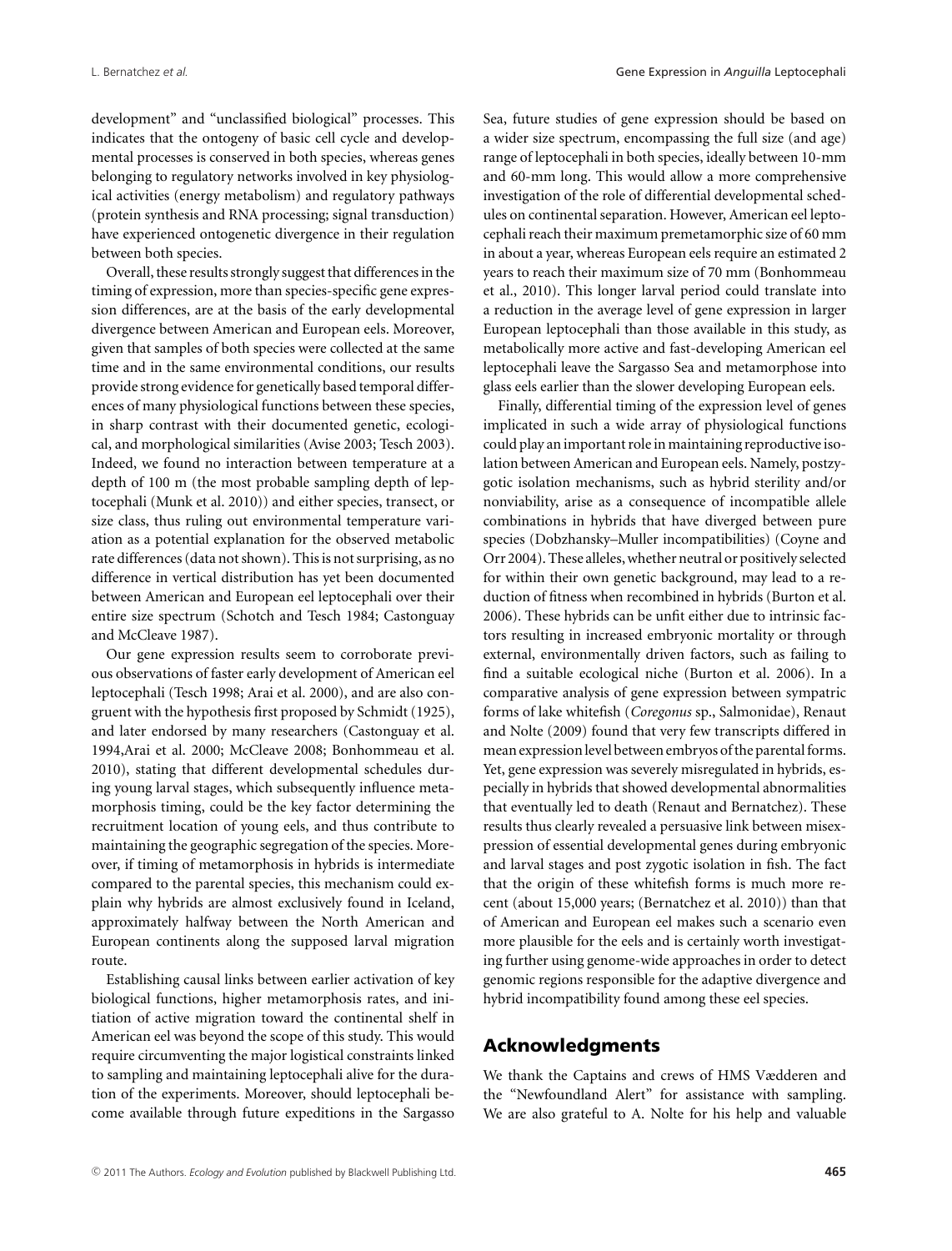development" and "unclassified biological" processes. This indicates that the ontogeny of basic cell cycle and developmental processes is conserved in both species, whereas genes belonging to regulatory networks involved in key physiological activities (energy metabolism) and regulatory pathways (protein synthesis and RNA processing; signal transduction) have experienced ontogenetic divergence in their regulation between both species.

Overall, these results strongly suggest that differences in the timing of expression, more than species-specific gene expression differences, are at the basis of the early developmental divergence between American and European eels. Moreover, given that samples of both species were collected at the same time and in the same environmental conditions, our results provide strong evidence for genetically based temporal differences of many physiological functions between these species, in sharp contrast with their documented genetic, ecological, and morphological similarities (Avise 2003; Tesch 2003). Indeed, we found no interaction between temperature at a depth of 100 m (the most probable sampling depth of leptocephali (Munk et al. 2010)) and either species, transect, or size class, thus ruling out environmental temperature variation as a potential explanation for the observed metabolic rate differences (data not shown). This is not surprising, as no difference in vertical distribution has yet been documented between American and European eel leptocephali over their entire size spectrum (Schotch and Tesch 1984; Castonguay and McCleave 1987).

Our gene expression results seem to corroborate previous observations of faster early development of American eel leptocephali (Tesch 1998; Arai et al. 2000), and are also congruent with the hypothesis first proposed by Schmidt (1925), and later endorsed by many researchers (Castonguay et al. 1994,Arai et al. 2000; McCleave 2008; Bonhommeau et al. 2010), stating that different developmental schedules during young larval stages, which subsequently influence metamorphosis timing, could be the key factor determining the recruitment location of young eels, and thus contribute to maintaining the geographic segregation of the species. Moreover, if timing of metamorphosis in hybrids is intermediate compared to the parental species, this mechanism could explain why hybrids are almost exclusively found in Iceland, approximately halfway between the North American and European continents along the supposed larval migration route.

Establishing causal links between earlier activation of key biological functions, higher metamorphosis rates, and initiation of active migration toward the continental shelf in American eel was beyond the scope of this study. This would require circumventing the major logistical constraints linked to sampling and maintaining leptocephali alive for the duration of the experiments. Moreover, should leptocephali become available through future expeditions in the Sargasso Sea, future studies of gene expression should be based on a wider size spectrum, encompassing the full size (and age) range of leptocephali in both species, ideally between 10-mm and 60-mm long. This would allow a more comprehensive investigation of the role of differential developmental schedules on continental separation. However, American eel leptocephali reach their maximum premetamorphic size of 60 mm in about a year, whereas European eels require an estimated 2 years to reach their maximum size of 70 mm (Bonhommeau et al., 2010). This longer larval period could translate into a reduction in the average level of gene expression in larger European leptocephali than those available in this study, as metabolically more active and fast-developing American eel leptocephali leave the Sargasso Sea and metamorphose into glass eels earlier than the slower developing European eels.

Finally, differential timing of the expression level of genes implicated in such a wide array of physiological functions could play an important role in maintaining reproductive isolation between American and European eels. Namely, postzygotic isolation mechanisms, such as hybrid sterility and/or nonviability, arise as a consequence of incompatible allele combinations in hybrids that have diverged between pure species (Dobzhansky–Muller incompatibilities) (Coyne and Orr 2004). These alleles, whether neutral or positively selected for within their own genetic background, may lead to a reduction of fitness when recombined in hybrids (Burton et al. 2006). These hybrids can be unfit either due to intrinsic factors resulting in increased embryonic mortality or through external, environmentally driven factors, such as failing to find a suitable ecological niche (Burton et al. 2006). In a comparative analysis of gene expression between sympatric forms of lake whitefish (*Coregonus* sp., Salmonidae), Renaut and Nolte (2009) found that very few transcripts differed in mean expression level between embryos of the parental forms. Yet, gene expression was severely misregulated in hybrids, especially in hybrids that showed developmental abnormalities that eventually led to death (Renaut and Bernatchez). These results thus clearly revealed a persuasive link between misexpression of essential developmental genes during embryonic and larval stages and post zygotic isolation in fish. The fact that the origin of these whitefish forms is much more recent (about 15,000 years; (Bernatchez et al. 2010)) than that of American and European eel makes such a scenario even more plausible for the eels and is certainly worth investigating further using genome-wide approaches in order to detect genomic regions responsible for the adaptive divergence and hybrid incompatibility found among these eel species.

## Acknowledgments

We thank the Captains and crews of HMS Vædderen and the "Newfoundland Alert" for assistance with sampling. We are also grateful to A. Nolte for his help and valuable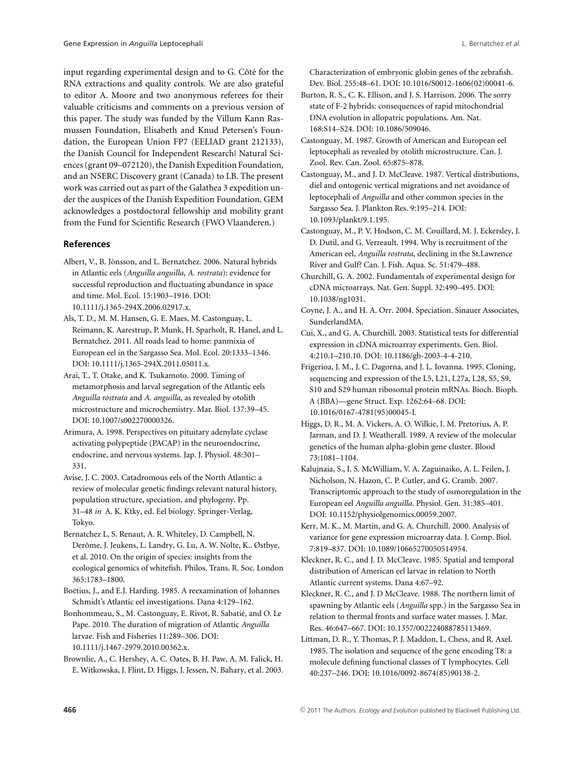input regarding experimental design and to G. Côté for the RNA extractions and quality controls. We are also grateful to editor A. Moore and two anonymous referees for their valuable criticisms and comments on a previous version of this paper. The study was funded by the Villum Kann Rasmussen Foundation, Elisabeth and Knud Petersen's Foundation, the European Union FP7 (EELIAD grant 212133), the Danish Council for Independent Research| Natural Sciences (grant 09–072120), the Danish Expedition Foundation, and an NSERC Discovery grant (Canada) to LB. The present work was carried out as part of the Galathea 3 expedition under the auspices of the Danish Expedition Foundation. GEM acknowledges a postdoctoral fellowship and mobility grant from the Fund for Scientific Research (FWO Vlaanderen.)

## References

Albert, V., B. Jònsson, and L. Bernatchez. 2006. Natural hybrids in Atlantic eels (*Anguilla anguilla*, *A. rostrata*): evidence for successful reproduction and fluctuating abundance in space and time. Mol. Ecol. 15:1903–1916. DOI: 10.1111/j.1365-294X.2006.02917.x.

Als, T. D., M. M. Hansen, G. E. Maes, M. Castonguay, L. Reimann, K. Aarestrup, P. Munk, H. Sparholt, R. Hanel, and L. Bernatchez. 2011. All roads lead to home: panmixia of European eel in the Sargasso Sea. Mol. Ecol. 20:1333–1346. DOI: 10.1111/j.1365-294X.2011.05011.x.

Arai, T., T. Otake, and K. Tsukamoto. 2000. Timing of metamorphosis and larval segregation of the Atlantic eels *Anguilla rostrata* and *A. anguilla*, as revealed by otolith microstructure and microchemistry. Mar. Biol. 137:39–45. DOI: 10.1007/s002270000326.

Arimura, A. 1998. Perspectives on pituitary adenylate cyclase activating polypeptide (PACAP) in the neuroendocrine, endocrine, and nervous systems. Jap. J. Physiol. 48:301–331.

Avise, J. C. 2003. Catadromous eels of the North Atlantic: a review of molecular genetic findings relevant natural history, population structure, speciation, and phylogeny. Pp. 31–48 *in* A. K. Ktky, ed. Eel biology. Springer-Verlag, Tokyo.

Bernatchez L, S. Renaut, A. R. Whiteley, D. Campbell, N. Derôme, J. Jeukens, L. Landry, G. Lu, A. W. Nolte, K.. Østbye, et al. 2010. On the origin of species: insights from the ecological genomics of whitefish. Philos. Trans. R. Soc. London 365:1783–1800.

Boëtius, J., and E.J. Harding. 1985. A reexamination of Johannes Schmidt's Atlantic eel investigations. Dana 4:129–162.

Bonhommeau, S., M. Castonguay, E. Rivot, R. Sabatié, and O. Le Pape. 2010. The duration of migration of Atlantic *Anguilla* larvae. Fish and Fisheries 11:289–306. DOI: 10.1111/j.1467-2979.2010.00362.x.

Brownlie, A., C. Hershey, A. C. Oates, B. H. Paw, A. M. Falick, H. E. Witkowska, J. Flint, D. Higgs, J. Jessen, N. Bahary, et al. 2003. Characterization of embryonic globin genes of the zebrafish. Dev. Biol. 255:48–61. DOI: 10.1016/S0012-1606(02)00041-6.

Burton, R. S., C. K. Ellison, and J. S. Harrison. 2006. The sorry state of F-2 hybrids: consequences of rapid mitochondrial DNA evolution in allopatric populations. Am. Nat. 168:S14–S24. DOI: 10.1086/509046.

Castonguay, M. 1987. Growth of American and European eel leptocephali as revealed by otolith microstructure. Can. J. Zool. Rev. Can. Zool. 65:875–878.

Castonguay, M., and J. D. McCleave. 1987. Vertical distributions, diel and ontogenic vertical migrations and net avoidance of leptocephali of *Anguilla* and other common species in the Sargasso Sea. J. Plankton Res. 9:195–214. DOI: 10.1093/plankt/9.1.195.

Castonguay, M., P. V. Hodson, C. M. Couillard, M. J. Eckersley, J. D. Dutil, and G. Verreault. 1994. Why is recruitment of the American eel, *Anguilla rostrata*, declining in the St.Lawrence River and Gulf? Can. J. Fish. Aqua. Sc. 51:479–488.

Churchill, G. A. 2002. Fundamentals of experimental design for cDNA microarrays. Nat. Gen. Suppl. 32:490–495. DOI: 10.1038/ng1031.

Coyne, J. A., and H. A. Orr. 2004. Speciation. Sinauer Associates, SunderlandMA.

Cui, X., and G. A. Churchill. 2003. Statistical tests for differential expression in cDNA microarray experiments. Gen. Biol. 4:210.1–210.10. DOI: 10.1186/gb-2003-4-4-210.

Frigerioa, J. M., J. C. Dagorna, and J. L. Iovanna. 1995. Cloning, sequencing and expression of the L5, L21, L27a, L28, S5, S9, S10 and S29 human ribosomal protein mRNAs. Bioch. Bioph. A (BBA)—gene Struct. Exp. 1262:64–68. DOI: 10.1016/0167-4781(95)00045-I.

Higgs, D. R., M. A. Vickers, A. O. Wilkie, I. M. Pretorius, A. P. Jarman, and D. J. Weatherall. 1989. A review of the molecular genetics of the human alpha-globin gene cluster. Blood 73:1081–1104.

Kalujnaia, S., I. S. McWilliam, V. A. Zaguinaiko, A. L. Feilen, J. Nicholson, N. Hazon, C. P. Cutler, and G. Cramb. 2007. Transcriptomic approach to the study of osmoregulation in the European eel *Anguilla anguilla*. Physiol. Gen. 31:385–401. DOI: 10.1152/physiolgenomics.00059.2007.

Kerr, M. K., M. Martin, and G. A. Churchill. 2000. Analysis of variance for gene expression microarray data. J. Comp. Biol. 7:819–837. DOI: 10.1089/10665270050514954.

Kleckner, R. C., and J. D. McCleave. 1985. Spatial and temporal distribution of American eel larvae in relation to North Atlantic current systems. Dana 4:67–92.

Kleckner, R. C., and J. D McCleave. 1988. The northern limit of spawning by Atlantic eels (*Anguilla* spp.) in the Sargasso Sea in relation to thermal fronts and surface water masses. J. Mar. Res. 46:647–667. DOI: 10.1357/002224088785113469.

Littman, D. R., Y. Thomas, P. J. Maddon, L. Chess, and R. Axel. 1985. The isolation and sequence of the gene encoding T8: a molecule defining functional classes of T lymphocytes. Cell 40:237–246. DOI: 10.1016/0092-8674(85)90138-2.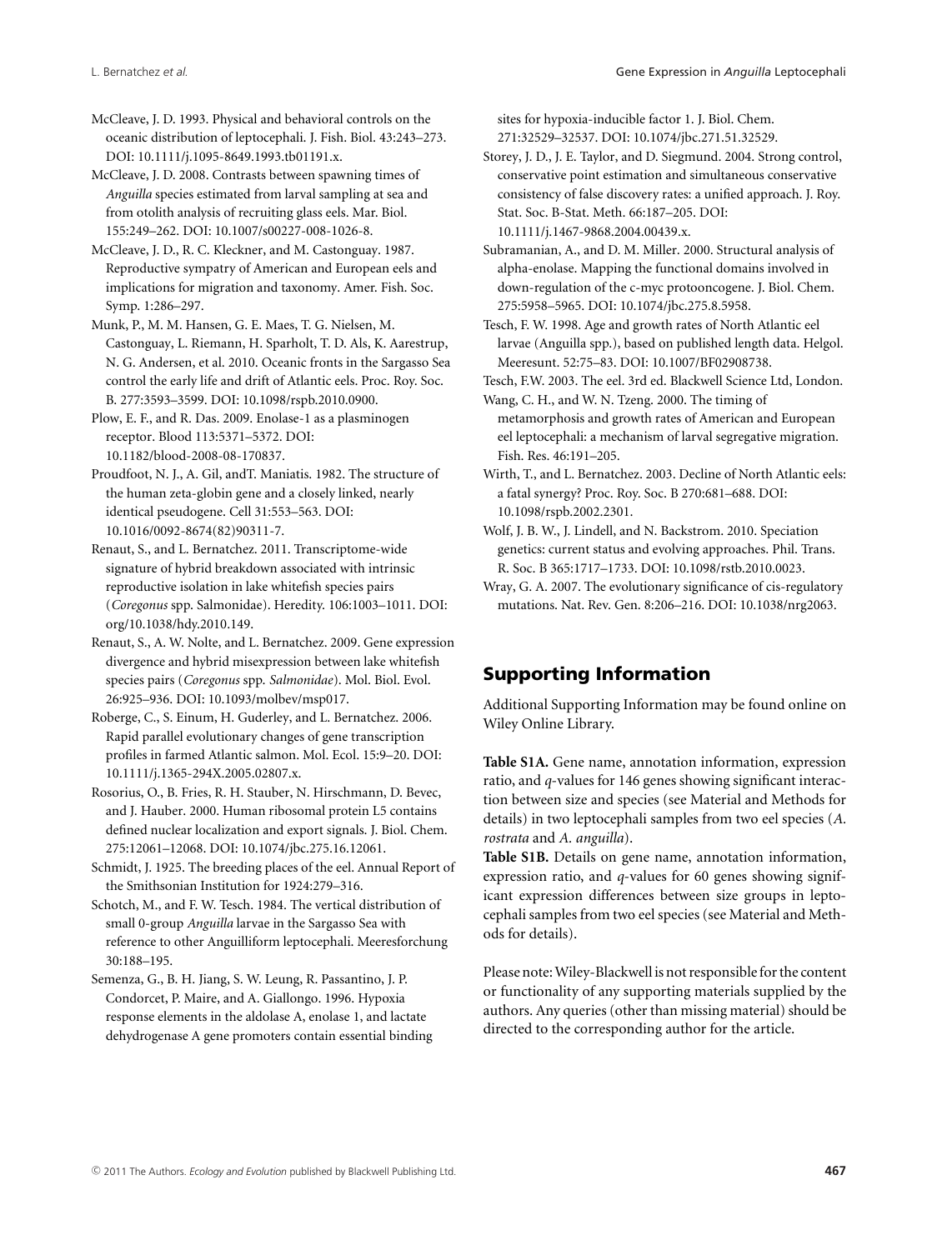McCleave, J. D. 1993. Physical and behavioral controls on the oceanic distribution of leptocephali. J. Fish. Biol. 43:243–273. DOI: 10.1111/j.1095-8649.1993.tb01191.x.

McCleave, J. D. 2008. Contrasts between spawning times of *Anguilla* species estimated from larval sampling at sea and from otolith analysis of recruiting glass eels. Mar. Biol. 155:249–262. DOI: 10.1007/s00227-008-1026-8.

McCleave, J. D., R. C. Kleckner, and M. Castonguay. 1987. Reproductive sympatry of American and European eels and implications for migration and taxonomy. Amer. Fish. Soc. Symp. 1:286–297.

Munk, P., M. M. Hansen, G. E. Maes, T. G. Nielsen, M. Castonguay, L. Riemann, H. Sparholt, T. D. Als, K. Aarestrup, N. G. Andersen, et al. 2010. Oceanic fronts in the Sargasso Sea control the early life and drift of Atlantic eels. Proc. Roy. Soc. B. 277:3593–3599. DOI: 10.1098/rspb.2010.0900.

Plow, E. F., and R. Das. 2009. Enolase-1 as a plasminogen receptor. Blood 113:5371–5372. DOI: 10.1182/blood-2008-08-170837.

Proudfoot, N. J., A. Gil, andT. Maniatis. 1982. The structure of the human zeta-globin gene and a closely linked, nearly identical pseudogene. Cell 31:553–563. DOI: 10.1016/0092-8674(82)90311-7.

Renaut, S., and L. Bernatchez. 2011. Transcriptome-wide signature of hybrid breakdown associated with intrinsic reproductive isolation in lake whitefish species pairs (*Coregonus* spp. Salmonidae). Heredity. 106:1003–1011. DOI: org/10.1038/hdy.2010.149.

Renaut, S., A. W. Nolte, and L. Bernatchez. 2009. Gene expression divergence and hybrid misexpression between lake whitefish species pairs (*Coregonus* spp. *Salmonidae*). Mol. Biol. Evol. 26:925–936. DOI: 10.1093/molbev/msp017.

Roberge, C., S. Einum, H. Guderley, and L. Bernatchez. 2006. Rapid parallel evolutionary changes of gene transcription profiles in farmed Atlantic salmon. Mol. Ecol. 15:9–20. DOI: 10.1111/j.1365-294X.2005.02807.x.

Rosorius, O., B. Fries, R. H. Stauber, N. Hirschmann, D. Bevec, and J. Hauber. 2000. Human ribosomal protein L5 contains defined nuclear localization and export signals. J. Biol. Chem. 275:12061–12068. DOI: 10.1074/jbc.275.16.12061.

Schmidt, J. 1925. The breeding places of the eel. Annual Report of the Smithsonian Institution for 1924:279–316.

Schotch, M., and F. W. Tesch. 1984. The vertical distribution of small 0-group *Anguilla* larvae in the Sargasso Sea with reference to other Anguilliform leptocephali. Meeresforchung 30:188–195.

Semenza, G., B. H. Jiang, S. W. Leung, R. Passantino, J. P. Condorcet, P. Maire, and A. Giallongo. 1996. Hypoxia response elements in the aldolase A, enolase 1, and lactate dehydrogenase A gene promoters contain essential binding sites for hypoxia-inducible factor 1. J. Biol. Chem. 271:32529–32537. DOI: 10.1074/jbc.271.51.32529.

Storey, J. D., J. E. Taylor, and D. Siegmund. 2004. Strong control, conservative point estimation and simultaneous conservative consistency of false discovery rates: a unified approach. J. Roy. Stat. Soc. B-Stat. Meth. 66:187–205. DOI: 10.1111/j.1467-9868.2004.00439.x.

Subramanian, A., and D. M. Miller. 2000. Structural analysis of alpha-enolase. Mapping the functional domains involved in down-regulation of the c-myc protooncogene. J. Biol. Chem. 275:5958–5965. DOI: 10.1074/jbc.275.8.5958.

Tesch, F. W. 1998. Age and growth rates of North Atlantic eel larvae (Anguilla spp.), based on published length data. Helgol. Meeresunt. 52:75–83. DOI: 10.1007/BF02908738.

Tesch, F.W. 2003. The eel. 3rd ed. Blackwell Science Ltd, London.

Wang, C. H., and W. N. Tzeng. 2000. The timing of metamorphosis and growth rates of American and European eel leptocephali: a mechanism of larval segregative migration. Fish. Res. 46:191–205.

Wirth, T., and L. Bernatchez. 2003. Decline of North Atlantic eels: a fatal synergy? Proc. Roy. Soc. B 270:681–688. DOI: 10.1098/rspb.2002.2301.

Wolf, J. B. W., J. Lindell, and N. Backstrom. 2010. Speciation genetics: current status and evolving approaches. Phil. Trans. R. Soc. B 365:1717–1733. DOI: 10.1098/rstb.2010.0023.

Wray, G. A. 2007. The evolutionary significance of cis-regulatory mutations. Nat. Rev. Gen. 8:206–216. DOI: 10.1038/nrg2063.

## Supporting Information

Additional Supporting Information may be found online on Wiley Online Library.

**Table S1A.** Gene name, annotation information, expression ratio, and *q*-values for 146 genes showing significant interaction between size and species (see Material and Methods for details) in two leptocephali samples from two eel species (*A. rostrata* and *A. anguilla*).

**Table S1B.** Details on gene name, annotation information, expression ratio, and *q*-values for 60 genes showing significant expression differences between size groups in leptocephali samples from two eel species (see Material and Methods for details).

Please note: Wiley-Blackwell is not responsible for the content or functionality of any supporting materials supplied by the authors. Any queries (other than missing material) should be directed to the corresponding author for the article.